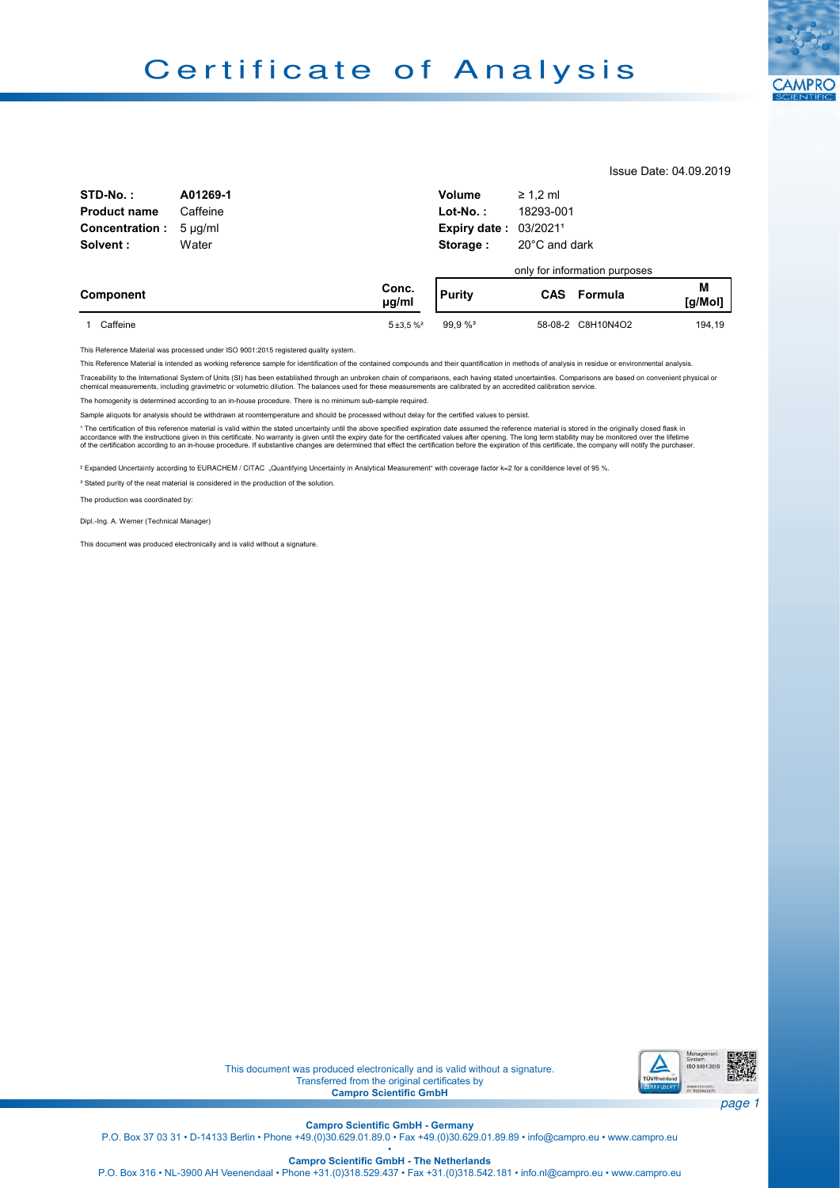# Certificate of Analysis

Issue Date: 04.09.2019

| | | | |
|---|---|---|---|
| **STD-No. :** | **A01269-1** | **Volume** | ≥ 1,2 ml |
| **Product name** | Caffeine | **Lot-No. :** | 18293-001 |
| **Concentration :** | 5 µg/ml | **Expiry date :** | 03/2021[1] |
| **Solvent :** | Water | **Storage :** | 20°C and dark |

| Component | Conc. µg/ml | Purity | CAS | Formula | M [g/Mol] |
|---|---|---|---|---|---|
| | | only for information purposes | | | |
| 1 Caffeine | 5 ±3,5 %[2] | 99,9 %[3] | 58-08-2 | $C_8H_{10}N_4O_2$ | 194,19 |

This Reference Material was processed under ISO 9001:2015 registered quality system.

This Reference Material is intended as working reference sample for identification of the contained compounds and their quantification in methods of analysis in residue or environmental analysis.

Traceability to the International System of Units (SI) has been established through an unbroken chain of comparisons, each having stated uncertainties. Comparisons are based on convenient physical or chemical measurements, including gravimetric or volumetric dilution. The balances used for these measurements are calibrated by an accredited calibration service.

The homogenity is determined according to an in-house procedure. There is no minimum sub-sample required.

Sample aliquots for analysis should be withdrawn at roomtemperature and should be processed without delay for the certified values to persist.

[1] The certification of this reference material is valid within the stated uncertainty until the above specified expiration date assumed the reference material is stored in the originally closed flask in accordance with the instructions given in this certificate. No warranty is given until the expiry date for the certificated values after opening. The long term stability may be monitored over the lifetime of the certification according to an in-house procedure. If substantive changes are determined that effect the certification before the expiration of this certificate, the company will notify the purchaser.

[2] Expanded Uncertainty according to EURACHEM / CITAC „Quantifying Uncertainty in Analytical Measurement" with coverage factor k=2 for a conifdence level of 95 %.

[3] Stated purity of the neat material is considered in the production of the solution.

The production was coordinated by:

Dipl.-Ing. A. Werner (Technical Manager)

This document was produced electronically and is valid without a signature.

This document was produced electronically and is valid without a signature.
Transferred from the original certificates by
**Campro Scientific GmbH**

**Campro Scientific GmbH - Germany**
P.O. Box 37 03 31 • D-14133 Berlin • Phone +49.(0)30.629.01.89.0 • Fax +49.(0)30.629.01.89.89 • info@campro.eu • www.campro.eu

**Campro Scientific GmbH - The Netherlands**
P.O. Box 316 • NL-3900 AH Veenendaal • Phone +31.(0)318.529.437 • Fax +31.(0)318.542.181 • info.nl@campro.eu • www.campro.eu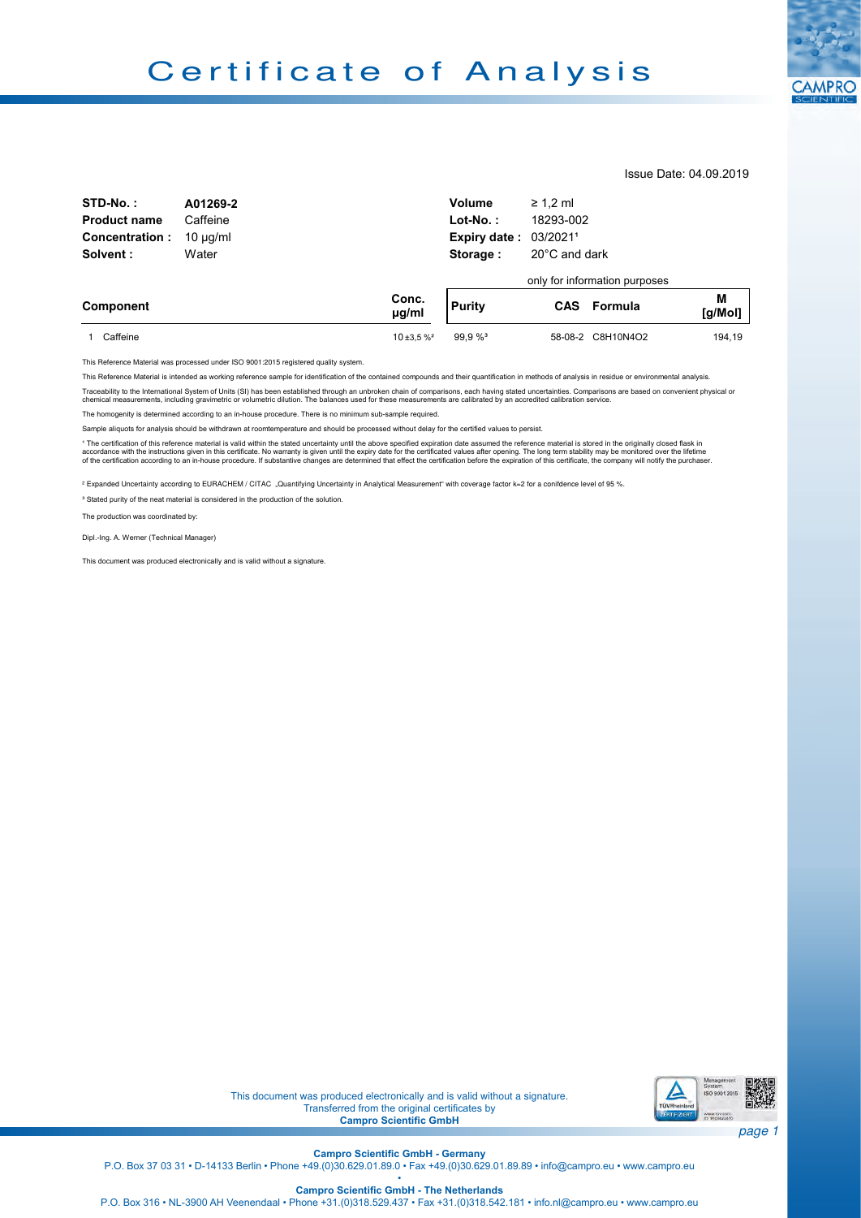# Certificate of Analysis

Issue Date: 04.09.2019

| | | | |
|---|---|---|---|
| **STD-No. :** | **A01269-2** | **Volume** | ≥ 1,2 ml |
| **Product name** | Caffeine | **Lot-No. :** | 18293-002 |
| **Concentration :** | 10 µg/ml | **Expiry date :** | 03/2021[1] |
| **Solvent :** | Water | **Storage :** | 20°C and dark |

| Component | Conc. µg/ml | Purity | CAS | Formula | M [g/Mol] |
|---|---|---|---|---|---|
| | | only for information purposes | | | |
| 1 Caffeine | 10 ±3,5 %[2] | 99,9 %[3] | 58-08-2 | $C_8H_{10}N_4O_2$ | 194,19 |

This Reference Material was processed under ISO 9001:2015 registered quality system.

This Reference Material is intended as working reference sample for identification of the contained compounds and their quantification in methods of analysis in residue or environmental analysis.

Traceability to the International System of Units (SI) has been established through an unbroken chain of comparisons, each having stated uncertainties. Comparisons are based on convenient physical or chemical measurements, including gravimetric or volumetric dilution. The balances used for these measurements are calibrated by an accredited calibration service.

The homogenity is determined according to an in-house procedure. There is no minimum sub-sample required.

Sample aliquots for analysis should be withdrawn at roomtemperature and should be processed without delay for the certified values to persist.

[1] The certification of this reference material is valid within the stated uncertainty until the above specified expiration date assumed the reference material is stored in the originally closed flask in accordance with the instructions given in this certificate. No warranty is given until the expiry date for the certificated values after opening. The long term stability may be monitored over the lifetime of the certification according to an in-house procedure. If substantive changes are determined that effect the certification before the expiration of this certificate, the company will notify the purchaser.

[2] Expanded Uncertainty according to EURACHEM / CITAC „Quantifying Uncertainty in Analytical Measurement" with coverage factor k=2 for a conifdence level of 95 %.

[3] Stated purity of the neat material is considered in the production of the solution.

The production was coordinated by:

Dipl.-Ing. A. Werner (Technical Manager)

This document was produced electronically and is valid without a signature.

This document was produced electronically and is valid without a signature.
Transferred from the original certificates by
**Campro Scientific GmbH**

**Campro Scientific GmbH - Germany**
P.O. Box 37 03 31 • D-14133 Berlin • Phone +49.(0)30.629.01.89.0 • Fax +49.(0)30.629.01.89.89 • info@campro.eu • www.campro.eu

**Campro Scientific GmbH - The Netherlands**
P.O. Box 316 • NL-3900 AH Veenendaal • Phone +31.(0)318.529.437 • Fax +31.(0)318.542.181 • info.nl@campro.eu • www.campro.eu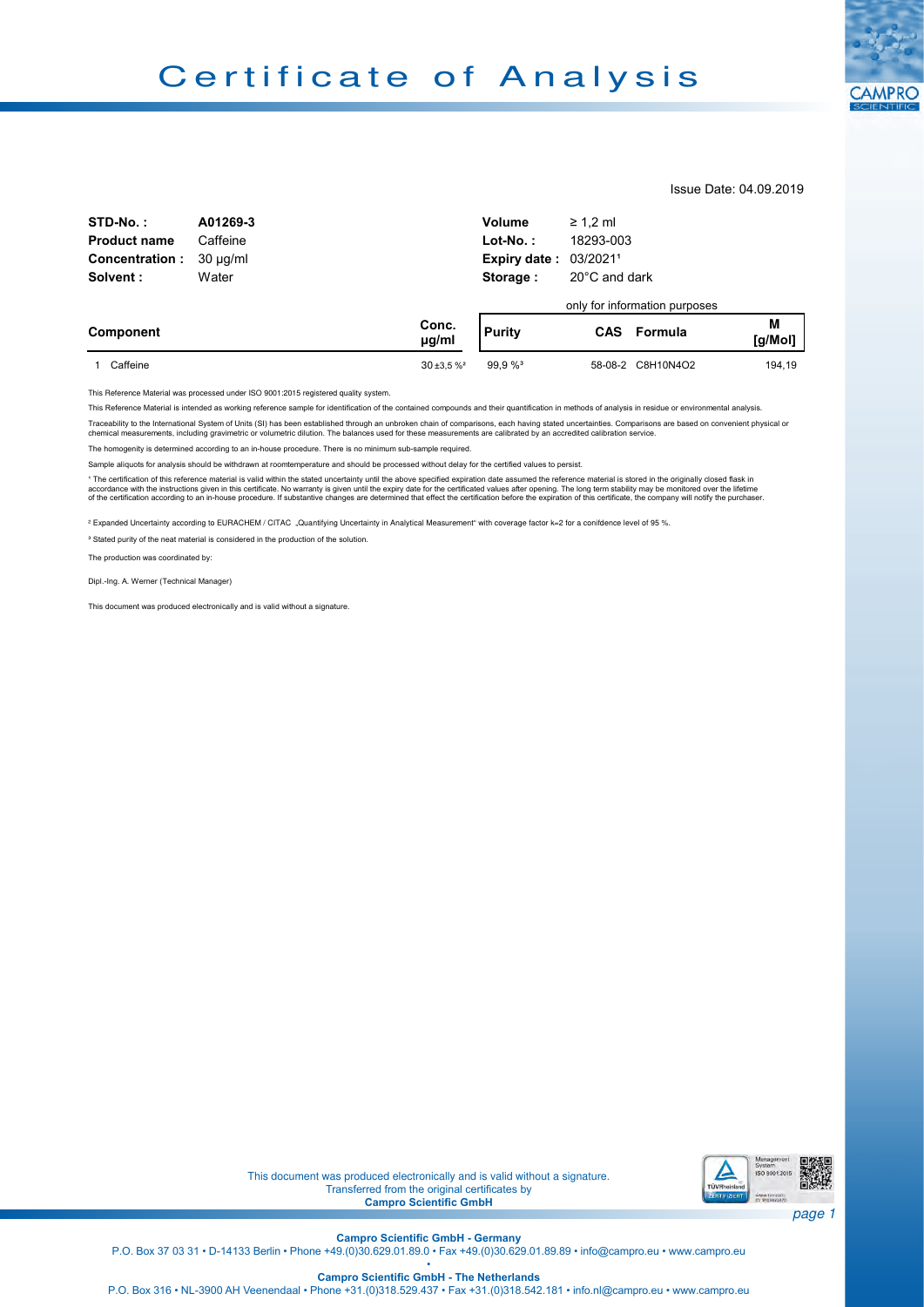# Certificate of Analysis

Issue Date: 04.09.2019

| | | | |
|---|---|---|---|
| **STD-No. :** | **A01269-3** | **Volume** | ≥ 1,2 ml |
| **Product name** | Caffeine | **Lot-No. :** | 18293-003 |
| **Concentration :** | 30 µg/ml | **Expiry date :** | 03/2021[1] |
| **Solvent :** | Water | **Storage :** | 20°C and dark |

| | | | only for information purposes | | | |
|---|---|---|---|---|---|---|
| **Component** | **Conc. µg/ml** | **Purity** | **CAS** | **Formula** | **M [g/Mol]** |
| 1 Caffeine | 30 ±3,5 %[2] | 99,9 %[3] | 58-08-2 | $C_8H_{10}N_4O_2$ | 194,19 |

This Reference Material was processed under ISO 9001:2015 registered quality system.

This Reference Material is intended as working reference sample for identification of the contained compounds and their quantification in methods of analysis in residue or environmental analysis.

Traceability to the International System of Units (SI) has been established through an unbroken chain of comparisons, each having stated uncertainties. Comparisons are based on convenient physical or chemical measurements, including gravimetric or volumetric dilution. The balances used for these measurements are calibrated by an accredited calibration service.

The homogenity is determined according to an in-house procedure. There is no minimum sub-sample required.

Sample aliquots for analysis should be withdrawn at roomtemperature and should be processed without delay for the certified values to persist.

[1] The certification of this reference material is valid within the stated uncertainty until the above specified expiration date assumed the reference material is stored in the originally closed flask in accordance with the instructions given in this certificate. No warranty is given until the expiry date for the certificated values after opening. The long term stability may be monitored over the lifetime of the certification according to an in-house procedure. If substantive changes are determined that effect the certification before the expiration of this certificate, the company will notify the purchaser.

[2] Expanded Uncertainty according to EURACHEM / CITAC „Quantifying Uncertainty in Analytical Measurement" with coverage factor k=2 for a conifdence level of 95 %.

[3] Stated purity of the neat material is considered in the production of the solution.

The production was coordinated by:

Dipl.-Ing. A. Werner (Technical Manager)

This document was produced electronically and is valid without a signature.

This document was produced electronically and is valid without a signature.
Transferred from the original certificates by
**Campro Scientific GmbH**

**Campro Scientific GmbH - Germany**
P.O. Box 37 03 31 • D-14133 Berlin • Phone +49.(0)30.629.01.89.0 • Fax +49.(0)30.629.01.89.89 • info@campro.eu • www.campro.eu

**Campro Scientific GmbH - The Netherlands**
P.O. Box 316 • NL-3900 AH Veenendaal • Phone +31.(0)318.529.437 • Fax +31.(0)318.542.181 • info.nl@campro.eu • www.campro.eu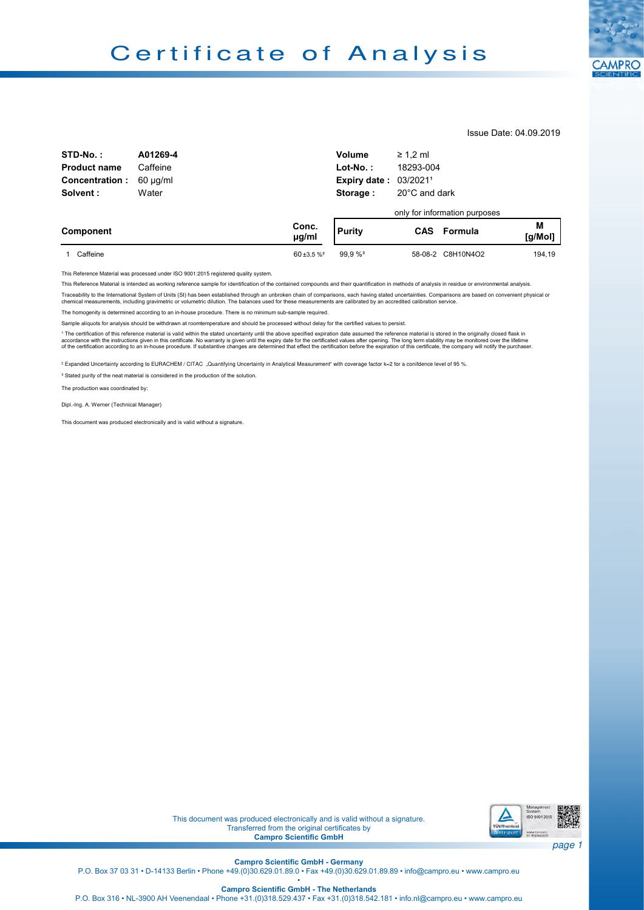# Certificate of Analysis

Issue Date: 04.09.2019

| | | | |
|---|---|---|---|
| **STD-No. :** | **A01269-4** | **Volume** | ≥ 1,2 ml |
| **Product name** | Caffeine | **Lot-No. :** | 18293-004 |
| **Concentration :** | 60 µg/ml | **Expiry date :** | 03/2021[1] |
| **Solvent :** | Water | **Storage :** | 20°C and dark |

| | **Component** | **Conc. µg/ml** | **Purity** | **CAS** | **Formula** | **M [g/Mol]** |
|---|---|---|---|---|---|---|
| | | | | only for information purposes | | |
| 1 | Caffeine | 60 ±3,5 %[2] | 99,9 %[3] | 58-08-2 | $C_8H_{10}N_4O_2$ | 194,19 |

This Reference Material was processed under ISO 9001:2015 registered quality system.

This Reference Material is intended as working reference sample for identification of the contained compounds and their quantification in methods of analysis in residue or environmental analysis.

Traceability to the International System of Units (SI) has been established through an unbroken chain of comparisons, each having stated uncertainties. Comparisons are based on convenient physical or chemical measurements, including gravimetric or volumetric dilution. The balances used for these measurements are calibrated by an accredited calibration service.

The homogenity is determined according to an in-house procedure. There is no minimum sub-sample required.

Sample aliquots for analysis should be withdrawn at roomtemperature and should be processed without delay for the certified values to persist.

[1] The certification of this reference material is valid within the stated uncertainty until the above specified expiration date assumed the reference material is stored in the originally closed flask in accordance with the instructions given in this certificate. No warranty is given until the expiry date for the certificated values after opening. The long term stability may be monitored over the lifetime of the certification according to an in-house procedure. If substantive changes are determined that effect the certification before the expiration of this certificate, the company will notify the purchaser.

[2] Expanded Uncertainty according to EURACHEM / CITAC „Quantifying Uncertainty in Analytical Measurement“ with coverage factor k=2 for a conifdence level of 95 %.

[3] Stated purity of the neat material is considered in the production of the solution.

The production was coordinated by:

Dipl.-Ing. A. Werner (Technical Manager)

This document was produced electronically and is valid without a signature.

This document was produced electronically and is valid without a signature.
Transferred from the original certificates by
**Campro Scientific GmbH**

**Campro Scientific GmbH - Germany**
P.O. Box 37 03 31 • D-14133 Berlin • Phone +49.(0)30.629.01.89.0 • Fax +49.(0)30.629.01.89.89 • info@campro.eu • www.campro.eu

**Campro Scientific GmbH - The Netherlands**
P.O. Box 316 • NL-3900 AH Veenendaal • Phone +31.(0)318.529.437 • Fax +31.(0)318.542.181 • info.nl@campro.eu • www.campro.eu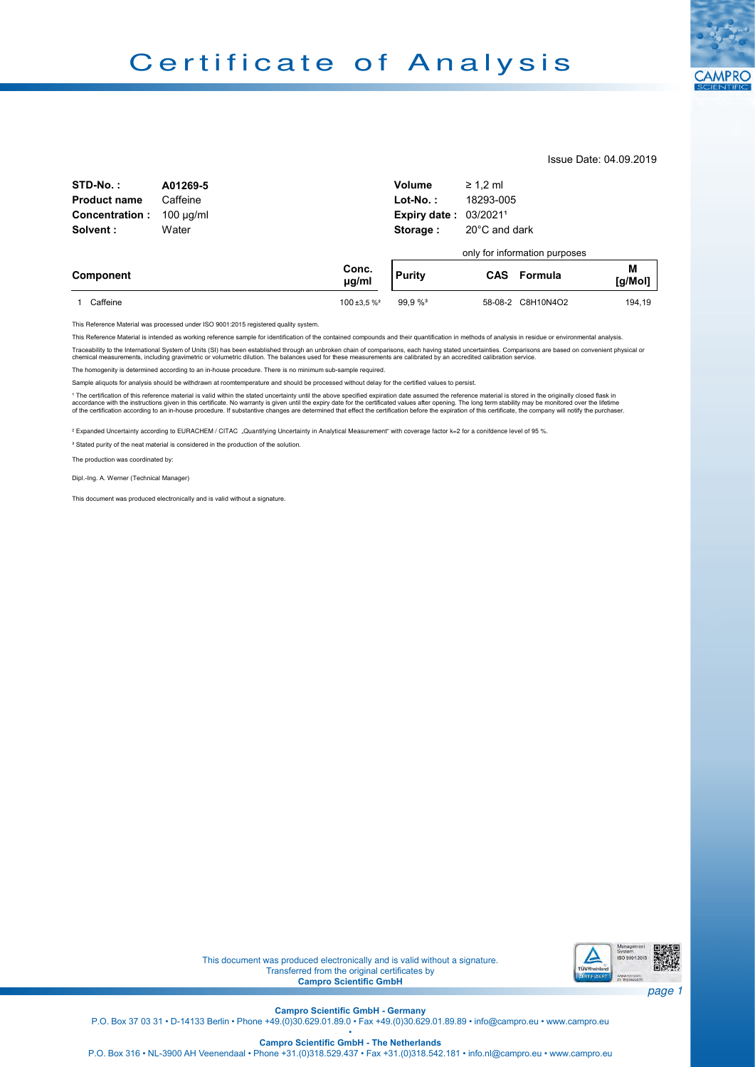# Certificate of Analysis

Issue Date: 04.09.2019

| | | | |
|---|---|---|---|
| **STD-No. :** | **A01269-5** | **Volume** | ≥ 1,2 ml |
| **Product name** | Caffeine | **Lot-No. :** | 18293-005 |
| **Concentration :** | 100 µg/ml | **Expiry date :** | 03/2021[1] |
| **Solvent :** | Water | **Storage :** | 20°C and dark |

only for information purposes

| **Component** | **Conc. µg/ml** | **Purity** | **CAS** | **Formula** | **M [g/Mol]** |
|---|---|---|---|---|---|
| 1 Caffeine | 100 ±3,5 %[2] | 99,9 %[3] | 58-08-2 | $C_8H_{10}N_4O_2$ | 194,19 |

This Reference Material was processed under ISO 9001:2015 registered quality system.

This Reference Material is intended as working reference sample for identification of the contained compounds and their quantification in methods of analysis in residue or environmental analysis.

Traceability to the International System of Units (SI) has been established through an unbroken chain of comparisons, each having stated uncertainties. Comparisons are based on convenient physical or chemical measurements, including gravimetric or volumetric dilution. The balances used for these measurements are calibrated by an accredited calibration service.

The homogenity is determined according to an in-house procedure. There is no minimum sub-sample required.

Sample aliquots for analysis should be withdrawn at roomtemperature and should be processed without delay for the certified values to persist.

[1] The certification of this reference material is valid within the stated uncertainty until the above specified expiration date assumed the reference material is stored in the originally closed flask in accordance with the instructions given in this certificate. No warranty is given until the expiry date for the certificated values after opening. The long term stability may be monitored over the lifetime of the certification according to an in-house procedure. If substantive changes are determined that effect the certification before the expiration of this certificate, the company will notify the purchaser.

[2] Expanded Uncertainty according to EURACHEM / CITAC „Quantifying Uncertainty in Analytical Measurement" with coverage factor k=2 for a conifdence level of 95 %.

[3] Stated purity of the neat material is considered in the production of the solution.

The production was coordinated by:

Dipl.-Ing. A. Werner (Technical Manager)

This document was produced electronically and is valid without a signature.

This document was produced electronically and is valid without a signature.
Transferred from the original certificates by
**Campro Scientific GmbH**

**Campro Scientific GmbH - Germany**
P.O. Box 37 03 31 • D-14133 Berlin • Phone +49.(0)30.629.01.89.0 • Fax +49.(0)30.629.01.89.89 • info@campro.eu • www.campro.eu

**Campro Scientific GmbH - The Netherlands**
P.O. Box 316 • NL-3900 AH Veenendaal • Phone +31.(0)318.529.437 • Fax +31.(0)318.542.181 • info.nl@campro.eu • www.campro.eu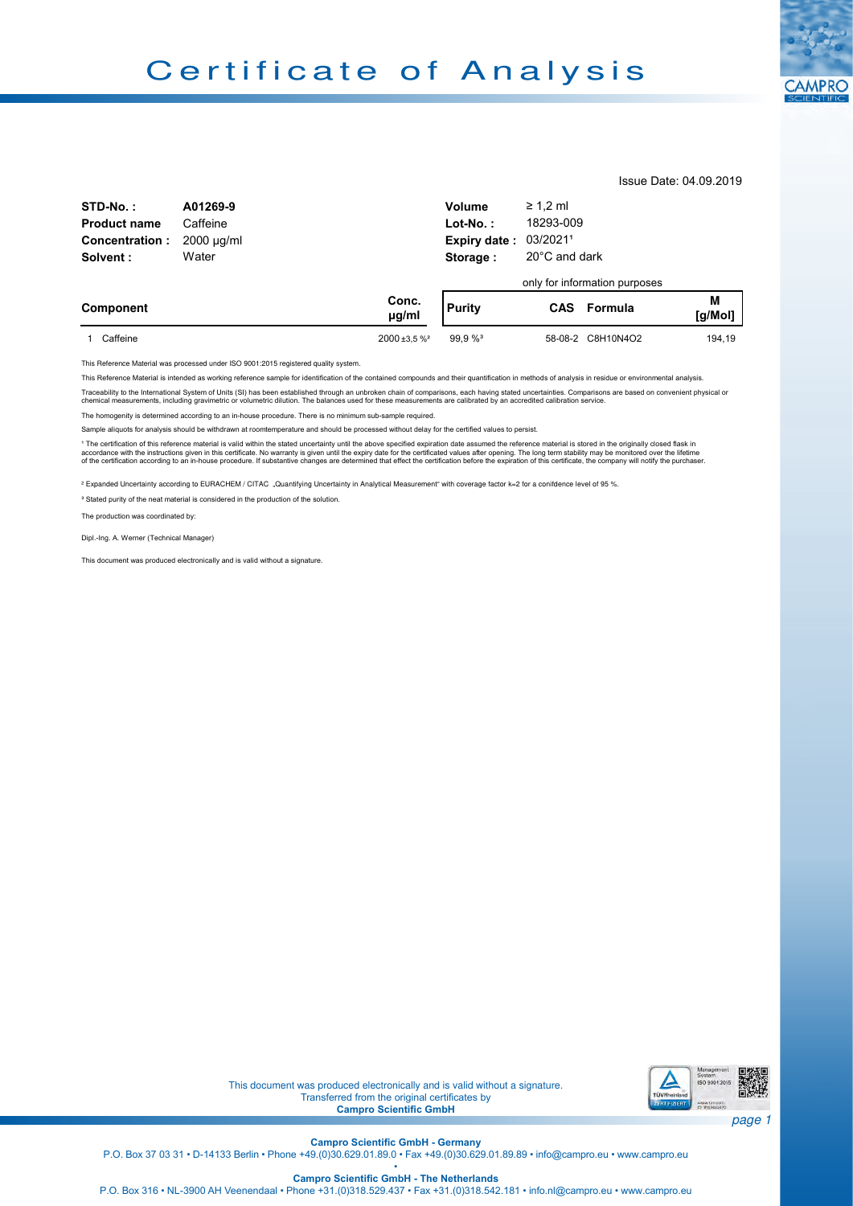# Certificate of Analysis

Issue Date: 04.09.2019

| | | | |
|---|---|---|---|
| **STD-No. :** | **A01269-9** | **Volume** | ≥ 1,2 ml |
| **Product name** | Caffeine | **Lot-No. :** | 18293-009 |
| **Concentration :** | 2000 µg/ml | **Expiry date :** | 03/2021[1] |
| **Solvent :** | Water | **Storage :** | 20°C and dark |

only for information purposes

| Component | Conc. µg/ml | Purity | CAS | Formula | M [g/Mol] |
|---|---|---|---|---|---|
| 1 Caffeine | 2000 ±3,5 %[2] | 99,9 %[3] | 58-08-2 | $C_8H_{10}N_4O_2$ | 194,19 |

This Reference Material was processed under ISO 9001:2015 registered quality system.

This Reference Material is intended as working reference sample for identification of the contained compounds and their quantification in methods of analysis in residue or environmental analysis.

Traceability to the International System of Units (SI) has been established through an unbroken chain of comparisons, each having stated uncertainties. Comparisons are based on convenient physical or chemical measurements, including gravimetric or volumetric dilution. The balances used for these measurements are calibrated by an accredited calibration service.

The homogenity is determined according to an in-house procedure. There is no minimum sub-sample required.

Sample aliquots for analysis should be withdrawn at roomtemperature and should be processed without delay for the certified values to persist.

[1] The certification of this reference material is valid within the stated uncertainty until the above specified expiration date assumed the reference material is stored in the originally closed flask in accordance with the instructions given in this certificate. No warranty is given until the expiry date for the certificated values after opening. The long term stability may be monitored over the lifetime of the certification according to an in-house procedure. If substantive changes are determined that effect the certification before the expiration of this certificate, the company will notify the purchaser.

[2] Expanded Uncertainty according to EURACHEM / CITAC „Quantifying Uncertainty in Analytical Measurement" with coverage factor k=2 for a conifdence level of 95 %.

[3] Stated purity of the neat material is considered in the production of the solution.

The production was coordinated by:

Dipl.-Ing. A. Werner (Technical Manager)

This document was produced electronically and is valid without a signature.

This document was produced electronically and is valid without a signature.
Transferred from the original certificates by
**Campro Scientific GmbH**

**Campro Scientific GmbH - Germany**
P.O. Box 37 03 31 • D-14133 Berlin • Phone +49.(0)30.629.01.89.0 • Fax +49.(0)30.629.01.89.89 • info@campro.eu • www.campro.eu

**Campro Scientific GmbH - The Netherlands**
P.O. Box 316 • NL-3900 AH Veenendaal • Phone +31.(0)318.529.437 • Fax +31.(0)318.542.181 • info.nl@campro.eu • www.campro.eu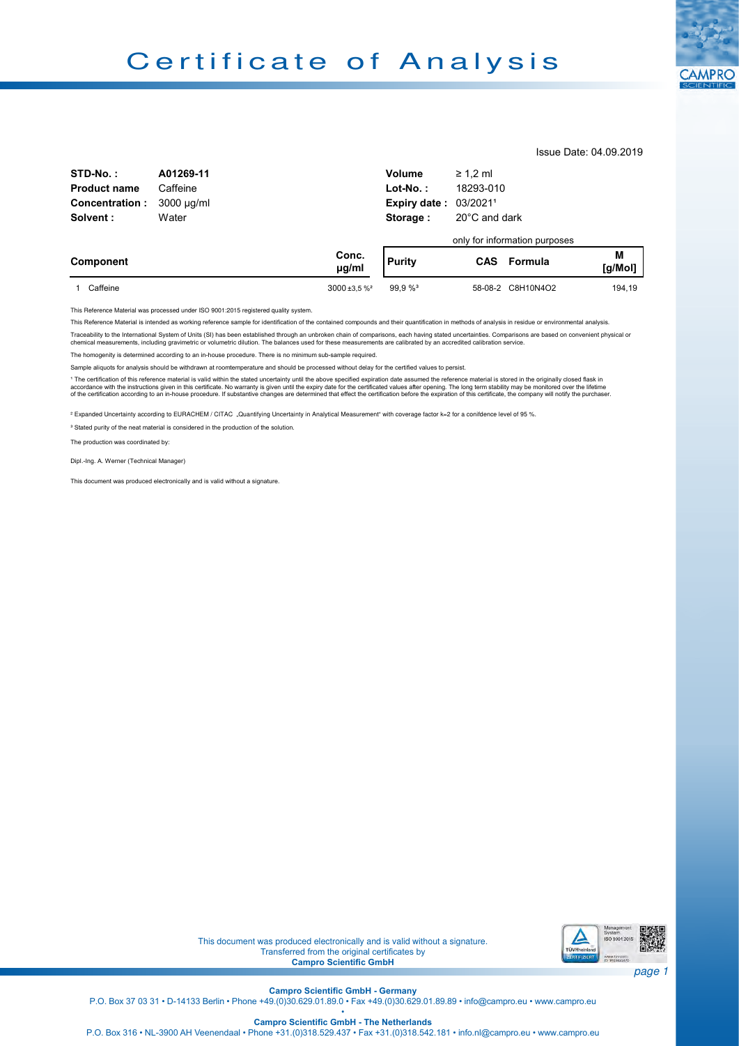# Certificate of Analysis

Issue Date: 04.09.2019

| | | | |
|---|---|---|---|
| **STD-No. :** | **A01269-11** | **Volume** | ≥ 1,2 ml |
| **Product name** | Caffeine | **Lot-No. :** | 18293-010 |
| **Concentration :** | 3000 µg/ml | **Expiry date :** | 03/2021[1] |
| **Solvent :** | Water | **Storage :** | 20°C and dark |

only for information purposes

| Component | Conc. µg/ml | Purity | CAS | Formula | M [g/Mol] |
|---|---|---|---|---|---|
| 1 Caffeine | 3000 ±3,5 %[2] | 99,9 %[3] | 58-08-2 | $C_8H_{10}N_4O_2$ | 194,19 |

This Reference Material was processed under ISO 9001:2015 registered quality system.

This Reference Material is intended as working reference sample for identification of the contained compounds and their quantification in methods of analysis in residue or environmental analysis.

Traceability to the International System of Units (SI) has been established through an unbroken chain of comparisons, each having stated uncertainties. Comparisons are based on convenient physical or chemical measurements, including gravimetric or volumetric dilution. The balances used for these measurements are calibrated by an accredited calibration service.

The homogenity is determined according to an in-house procedure. There is no minimum sub-sample required.

Sample aliquots for analysis should be withdrawn at roomtemperature and should be processed without delay for the certified values to persist.

[1] The certification of this reference material is valid within the stated uncertainty until the above specified expiration date assumed the reference material is stored in the originally closed flask in accordance with the instructions given in this certificate. No warranty is given until the expiry date for the certificated values after opening. The long term stability may be monitored over the lifetime of the certification according to an in-house procedure. If substantive changes are determined that effect the certification before the expiration of this certificate, the company will notify the purchaser.

[2] Expanded Uncertainty according to EURACHEM / CITAC „Quantifying Uncertainty in Analytical Measurement" with coverage factor k=2 for a conifdence level of 95 %.

[3] Stated purity of the neat material is considered in the production of the solution.

The production was coordinated by:

Dipl.-Ing. A. Werner (Technical Manager)

This document was produced electronically and is valid without a signature.

This document was produced electronically and is valid without a signature.
Transferred from the original certificates by
**Campro Scientific GmbH**

**Campro Scientific GmbH - Germany**
P.O. Box 37 03 31 • D-14133 Berlin • Phone +49.(0)30.629.01.89.0 • Fax +49.(0)30.629.01.89.89 • info@campro.eu • www.campro.eu

**Campro Scientific GmbH - The Netherlands**
P.O. Box 316 • NL-3900 AH Veenendaal • Phone +31.(0)318.529.437 • Fax +31.(0)318.542.181 • info.nl@campro.eu • www.campro.eu